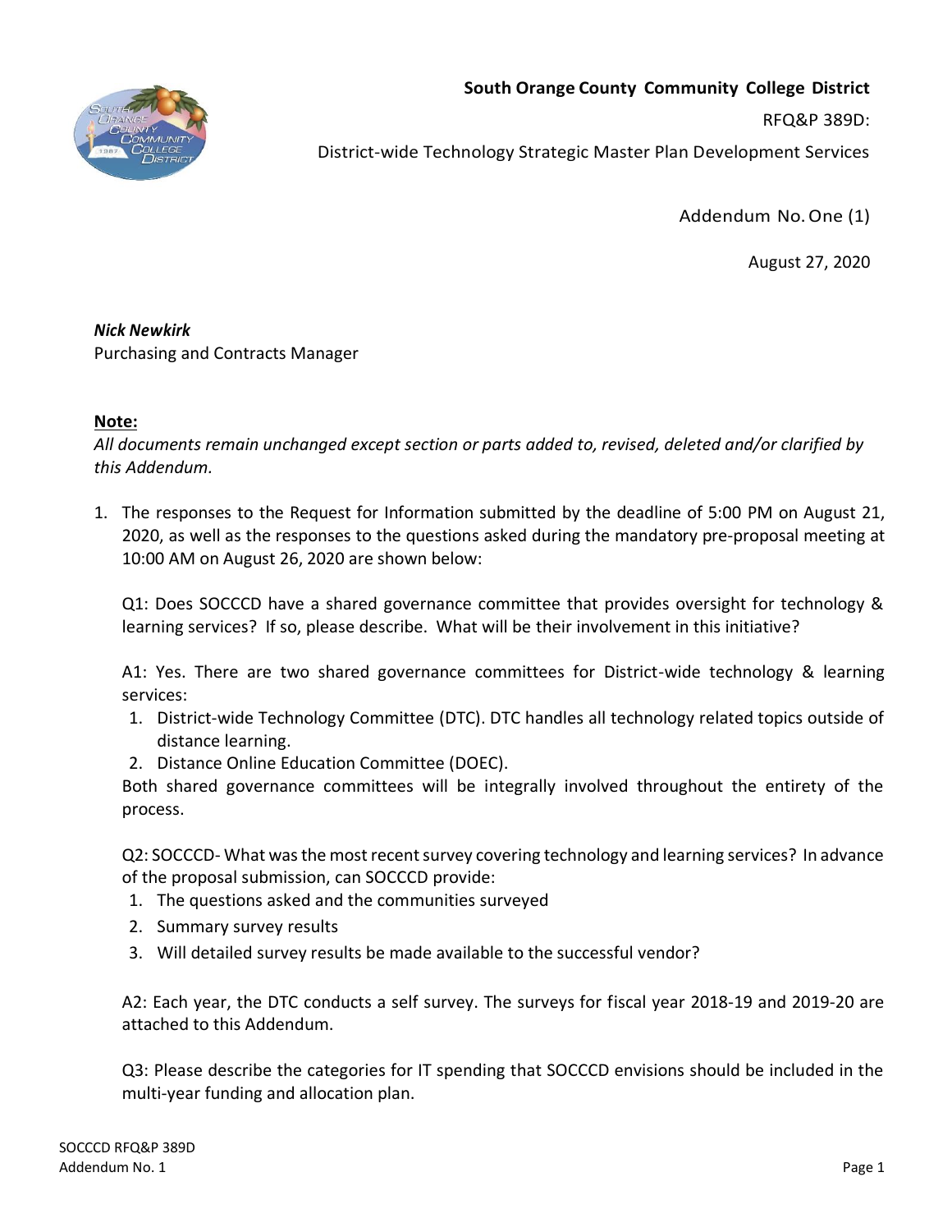**South Orange County Community College District**

RFQ&P 389D:

District-wide Technology Strategic Master Plan Development Services

Addendum No. One (1)

August 27, 2020

***Nick Newkirk***
Purchasing and Contracts Manager

**Note:**
*All documents remain unchanged except section or parts added to, revised, deleted and/or clarified by this Addendum.*

1. The responses to the Request for Information submitted by the deadline of 5:00 PM on August 21, 2020, as well as the responses to the questions asked during the mandatory pre-proposal meeting at 10:00 AM on August 26, 2020 are shown below:

   Q1: Does SOCCCD have a shared governance committee that provides oversight for technology & learning services? If so, please describe. What will be their involvement in this initiative?

   A1: Yes. There are two shared governance committees for District-wide technology & learning services:
   1. District-wide Technology Committee (DTC). DTC handles all technology related topics outside of distance learning.
   2. Distance Online Education Committee (DOEC).

   Both shared governance committees will be integrally involved throughout the entirety of the process.

   Q2: SOCCCD- What was the most recent survey covering technology and learning services? In advance of the proposal submission, can SOCCCD provide:
   1. The questions asked and the communities surveyed
   2. Summary survey results
   3. Will detailed survey results be made available to the successful vendor?

   A2: Each year, the DTC conducts a self survey. The surveys for fiscal year 2018-19 and 2019-20 are attached to this Addendum.

   Q3: Please describe the categories for IT spending that SOCCCD envisions should be included in the multi-year funding and allocation plan.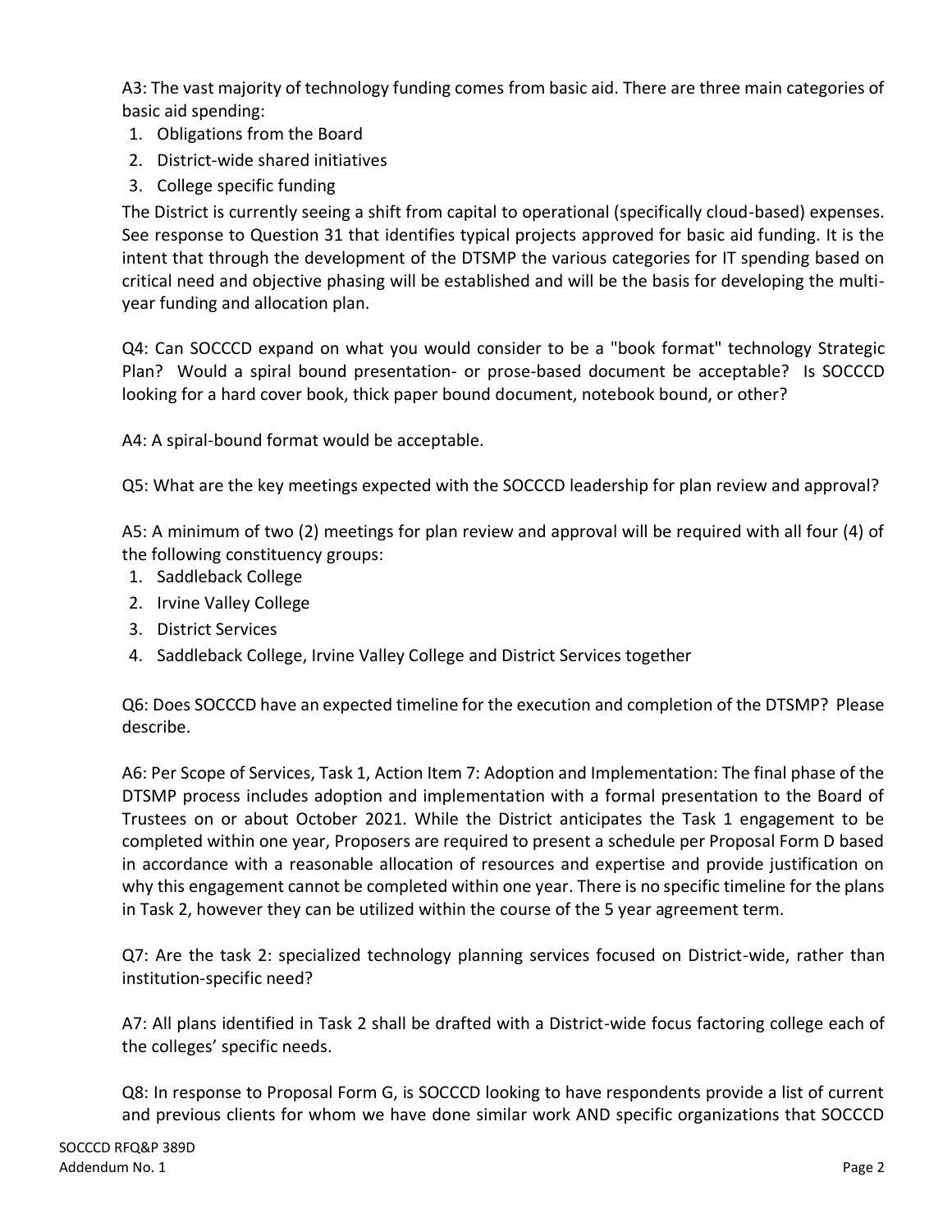A3: The vast majority of technology funding comes from basic aid. There are three main categories of basic aid spending:

1. Obligations from the Board
2. District-wide shared initiatives
3. College specific funding

The District is currently seeing a shift from capital to operational (specifically cloud-based) expenses. See response to Question 31 that identifies typical projects approved for basic aid funding. It is the intent that through the development of the DTSMP the various categories for IT spending based on critical need and objective phasing will be established and will be the basis for developing the multi-year funding and allocation plan.

Q4: Can SOCCCD expand on what you would consider to be a "book format" technology Strategic Plan? Would a spiral bound presentation- or prose-based document be acceptable? Is SOCCCD looking for a hard cover book, thick paper bound document, notebook bound, or other?

A4: A spiral-bound format would be acceptable.

Q5: What are the key meetings expected with the SOCCCD leadership for plan review and approval?

A5: A minimum of two (2) meetings for plan review and approval will be required with all four (4) of the following constituency groups:

1. Saddleback College
2. Irvine Valley College
3. District Services
4. Saddleback College, Irvine Valley College and District Services together

Q6: Does SOCCCD have an expected timeline for the execution and completion of the DTSMP? Please describe.

A6: Per Scope of Services, Task 1, Action Item 7: Adoption and Implementation: The final phase of the DTSMP process includes adoption and implementation with a formal presentation to the Board of Trustees on or about October 2021. While the District anticipates the Task 1 engagement to be completed within one year, Proposers are required to present a schedule per Proposal Form D based in accordance with a reasonable allocation of resources and expertise and provide justification on why this engagement cannot be completed within one year. There is no specific timeline for the plans in Task 2, however they can be utilized within the course of the 5 year agreement term.

Q7: Are the task 2: specialized technology planning services focused on District-wide, rather than institution-specific need?

A7: All plans identified in Task 2 shall be drafted with a District-wide focus factoring college each of the colleges' specific needs.

Q8: In response to Proposal Form G, is SOCCCD looking to have respondents provide a list of current and previous clients for whom we have done similar work AND specific organizations that SOCCCD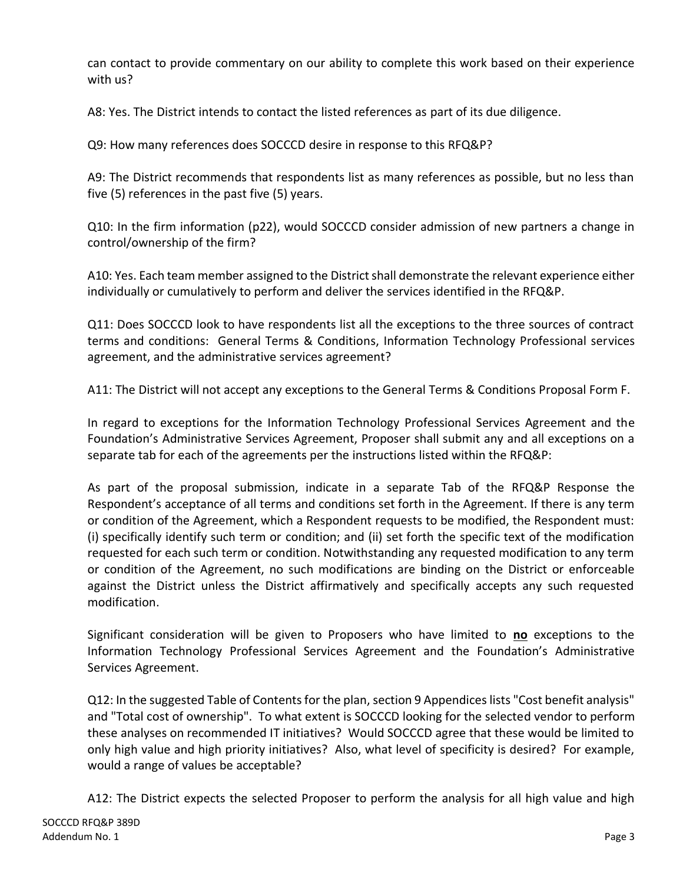can contact to provide commentary on our ability to complete this work based on their experience with us?

A8: Yes. The District intends to contact the listed references as part of its due diligence.

Q9: How many references does SOCCCD desire in response to this RFQ&P?

A9: The District recommends that respondents list as many references as possible, but no less than five (5) references in the past five (5) years.

Q10: In the firm information (p22), would SOCCCD consider admission of new partners a change in control/ownership of the firm?

A10: Yes. Each team member assigned to the District shall demonstrate the relevant experience either individually or cumulatively to perform and deliver the services identified in the RFQ&P.

Q11: Does SOCCCD look to have respondents list all the exceptions to the three sources of contract terms and conditions: General Terms & Conditions, Information Technology Professional services agreement, and the administrative services agreement?

A11: The District will not accept any exceptions to the General Terms & Conditions Proposal Form F.

In regard to exceptions for the Information Technology Professional Services Agreement and the Foundation's Administrative Services Agreement, Proposer shall submit any and all exceptions on a separate tab for each of the agreements per the instructions listed within the RFQ&P:

As part of the proposal submission, indicate in a separate Tab of the RFQ&P Response the Respondent's acceptance of all terms and conditions set forth in the Agreement. If there is any term or condition of the Agreement, which a Respondent requests to be modified, the Respondent must: (i) specifically identify such term or condition; and (ii) set forth the specific text of the modification requested for each such term or condition. Notwithstanding any requested modification to any term or condition of the Agreement, no such modifications are binding on the District or enforceable against the District unless the District affirmatively and specifically accepts any such requested modification.

Significant consideration will be given to Proposers who have limited to **no** exceptions to the Information Technology Professional Services Agreement and the Foundation's Administrative Services Agreement.

Q12: In the suggested Table of Contents for the plan, section 9 Appendices lists "Cost benefit analysis" and "Total cost of ownership". To what extent is SOCCCD looking for the selected vendor to perform these analyses on recommended IT initiatives? Would SOCCCD agree that these would be limited to only high value and high priority initiatives? Also, what level of specificity is desired? For example, would a range of values be acceptable?

A12: The District expects the selected Proposer to perform the analysis for all high value and high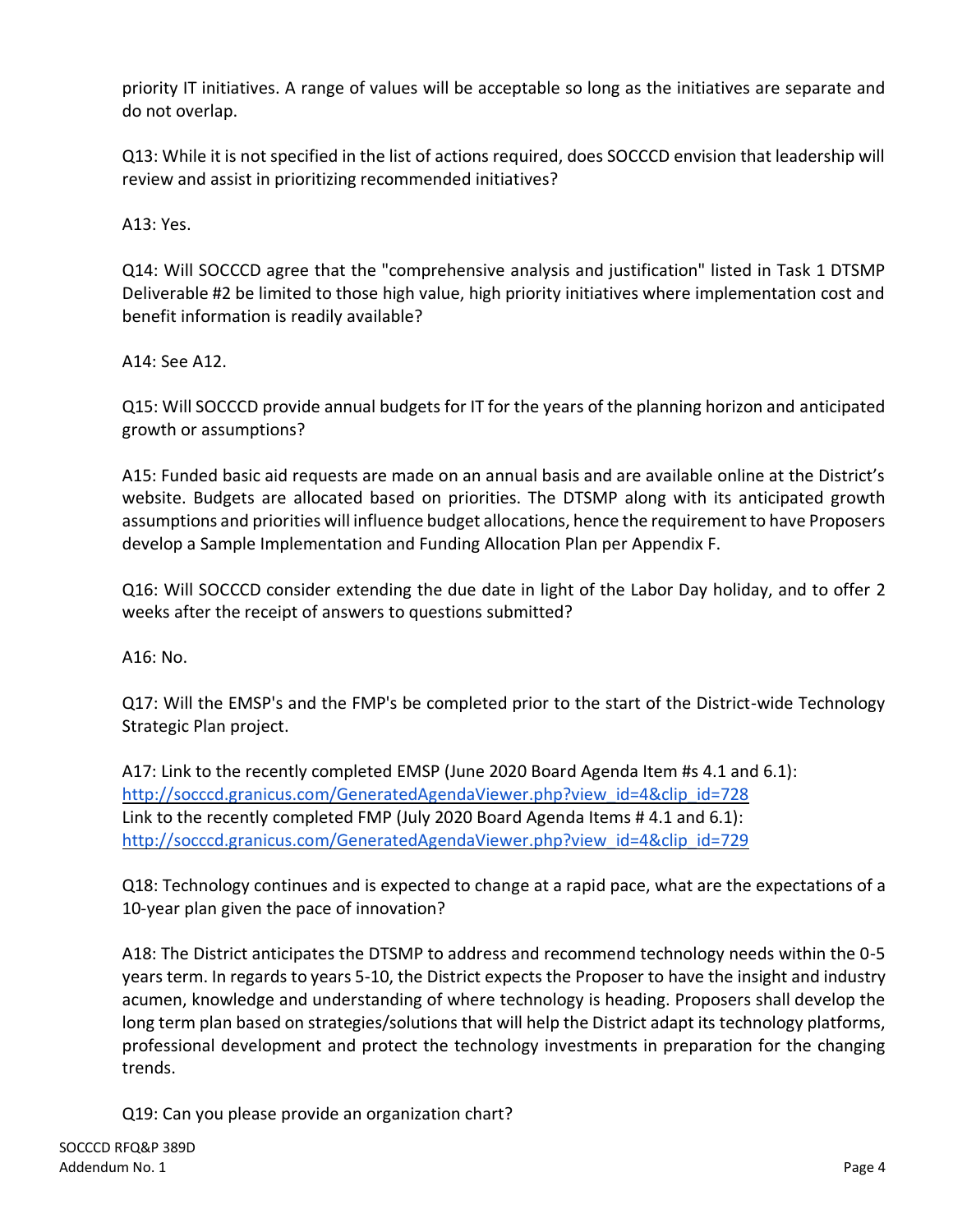priority IT initiatives. A range of values will be acceptable so long as the initiatives are separate and do not overlap.

Q13: While it is not specified in the list of actions required, does SOCCCD envision that leadership will review and assist in prioritizing recommended initiatives?

A13: Yes.

Q14: Will SOCCCD agree that the "comprehensive analysis and justification" listed in Task 1 DTSMP Deliverable #2 be limited to those high value, high priority initiatives where implementation cost and benefit information is readily available?

A14: See A12.

Q15: Will SOCCCD provide annual budgets for IT for the years of the planning horizon and anticipated growth or assumptions?

A15: Funded basic aid requests are made on an annual basis and are available online at the District's website. Budgets are allocated based on priorities. The DTSMP along with its anticipated growth assumptions and priorities will influence budget allocations, hence the requirement to have Proposers develop a Sample Implementation and Funding Allocation Plan per Appendix F.

Q16: Will SOCCCD consider extending the due date in light of the Labor Day holiday, and to offer 2 weeks after the receipt of answers to questions submitted?

A16: No.

Q17: Will the EMSP's and the FMP's be completed prior to the start of the District-wide Technology Strategic Plan project.

A17: Link to the recently completed EMSP (June 2020 Board Agenda Item #s 4.1 and 6.1):
http://socccd.granicus.com/GeneratedAgendaViewer.php?view_id=4&clip_id=728
Link to the recently completed FMP (July 2020 Board Agenda Items # 4.1 and 6.1):
http://socccd.granicus.com/GeneratedAgendaViewer.php?view_id=4&clip_id=729

Q18: Technology continues and is expected to change at a rapid pace, what are the expectations of a 10-year plan given the pace of innovation?

A18: The District anticipates the DTSMP to address and recommend technology needs within the 0-5 years term. In regards to years 5-10, the District expects the Proposer to have the insight and industry acumen, knowledge and understanding of where technology is heading. Proposers shall develop the long term plan based on strategies/solutions that will help the District adapt its technology platforms, professional development and protect the technology investments in preparation for the changing trends.

Q19: Can you please provide an organization chart?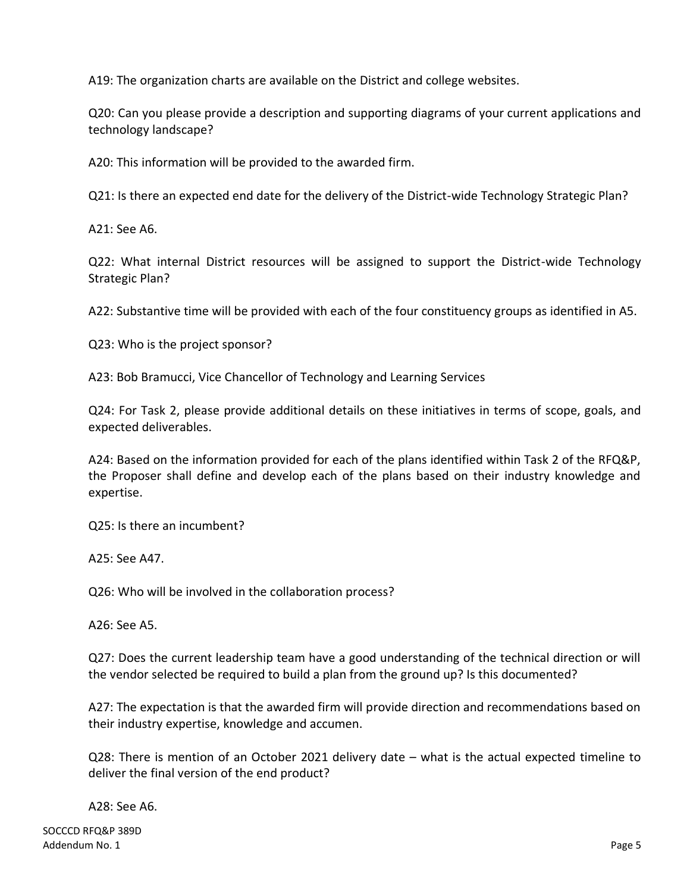A19: The organization charts are available on the District and college websites.

Q20: Can you please provide a description and supporting diagrams of your current applications and technology landscape?

A20: This information will be provided to the awarded firm.

Q21: Is there an expected end date for the delivery of the District-wide Technology Strategic Plan?

A21: See A6.

Q22: What internal District resources will be assigned to support the District-wide Technology Strategic Plan?

A22: Substantive time will be provided with each of the four constituency groups as identified in A5.

Q23: Who is the project sponsor?

A23: Bob Bramucci, Vice Chancellor of Technology and Learning Services

Q24: For Task 2, please provide additional details on these initiatives in terms of scope, goals, and expected deliverables.

A24: Based on the information provided for each of the plans identified within Task 2 of the RFQ&P, the Proposer shall define and develop each of the plans based on their industry knowledge and expertise.

Q25: Is there an incumbent?

A25: See A47.

Q26: Who will be involved in the collaboration process?

A26: See A5.

Q27: Does the current leadership team have a good understanding of the technical direction or will the vendor selected be required to build a plan from the ground up? Is this documented?

A27: The expectation is that the awarded firm will provide direction and recommendations based on their industry expertise, knowledge and accumen.

Q28: There is mention of an October 2021 delivery date – what is the actual expected timeline to deliver the final version of the end product?

A28: See A6.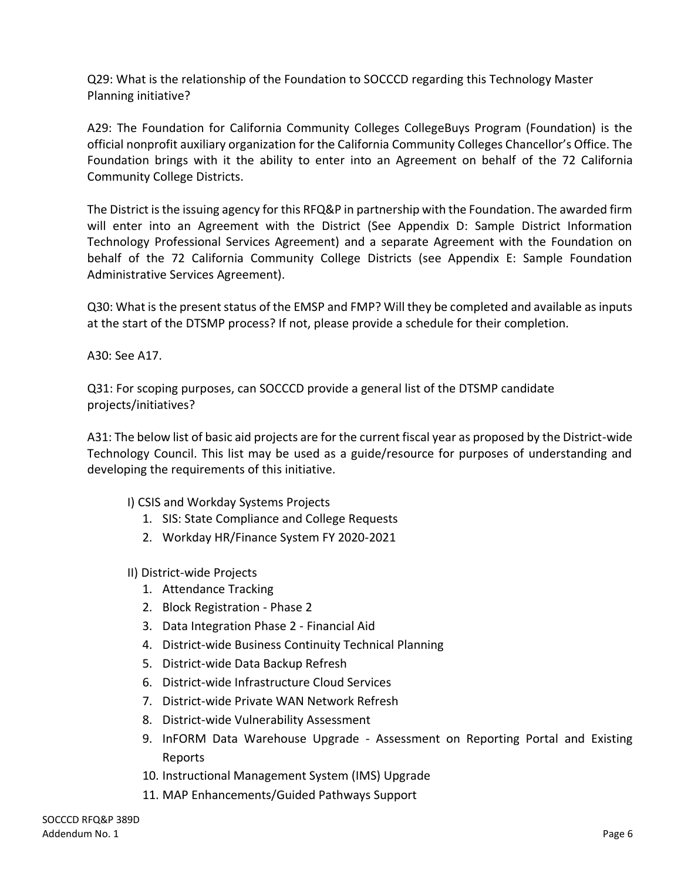Q29: What is the relationship of the Foundation to SOCCCD regarding this Technology Master Planning initiative?

A29: The Foundation for California Community Colleges CollegeBuys Program (Foundation) is the official nonprofit auxiliary organization for the California Community Colleges Chancellor's Office. The Foundation brings with it the ability to enter into an Agreement on behalf of the 72 California Community College Districts.

The District is the issuing agency for this RFQ&P in partnership with the Foundation. The awarded firm will enter into an Agreement with the District (See Appendix D: Sample District Information Technology Professional Services Agreement) and a separate Agreement with the Foundation on behalf of the 72 California Community College Districts (see Appendix E: Sample Foundation Administrative Services Agreement).

Q30: What is the present status of the EMSP and FMP? Will they be completed and available as inputs at the start of the DTSMP process? If not, please provide a schedule for their completion.

A30: See A17.

Q31: For scoping purposes, can SOCCCD provide a general list of the DTSMP candidate projects/initiatives?

A31: The below list of basic aid projects are for the current fiscal year as proposed by the District-wide Technology Council. This list may be used as a guide/resource for purposes of understanding and developing the requirements of this initiative.

I) CSIS and Workday Systems Projects

1. SIS: State Compliance and College Requests
2. Workday HR/Finance System FY 2020-2021

II) District-wide Projects

1. Attendance Tracking
2. Block Registration - Phase 2
3. Data Integration Phase 2 - Financial Aid
4. District-wide Business Continuity Technical Planning
5. District-wide Data Backup Refresh
6. District-wide Infrastructure Cloud Services
7. District-wide Private WAN Network Refresh
8. District-wide Vulnerability Assessment
9. InFORM Data Warehouse Upgrade - Assessment on Reporting Portal and Existing Reports
10. Instructional Management System (IMS) Upgrade
11. MAP Enhancements/Guided Pathways Support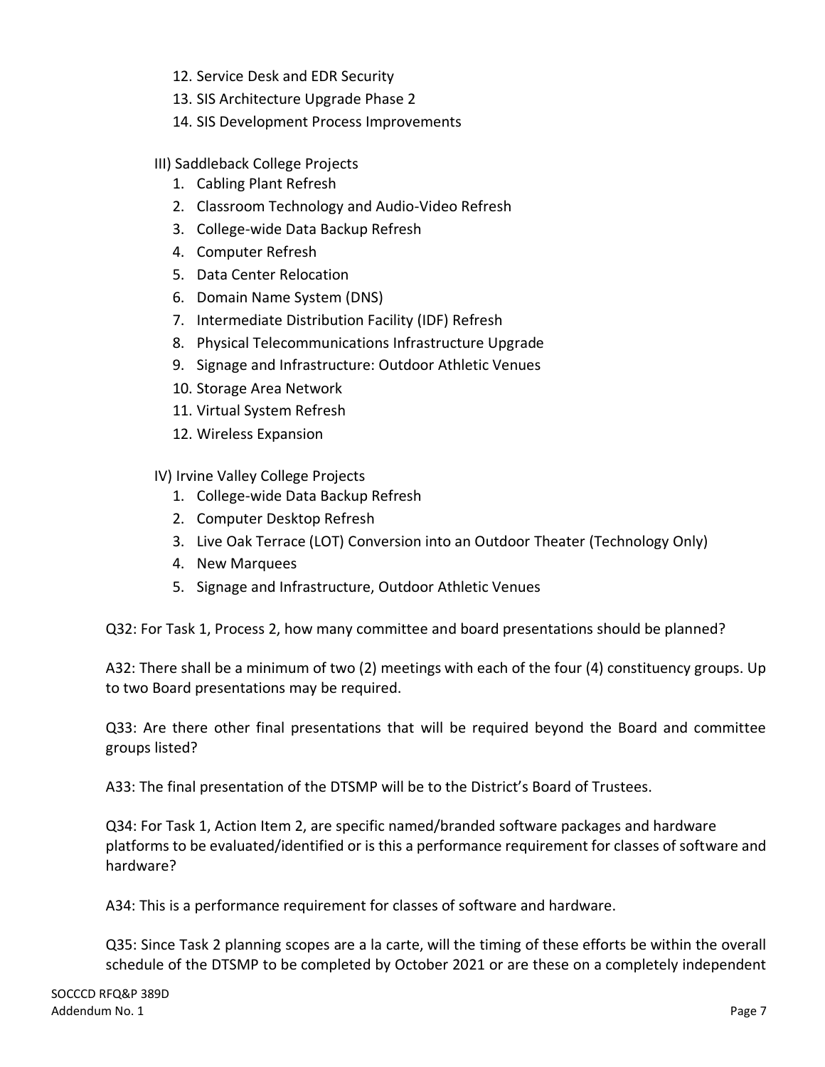12. Service Desk and EDR Security
13. SIS Architecture Upgrade Phase 2
14. SIS Development Process Improvements

III) Saddleback College Projects

1. Cabling Plant Refresh
2. Classroom Technology and Audio-Video Refresh
3. College-wide Data Backup Refresh
4. Computer Refresh
5. Data Center Relocation
6. Domain Name System (DNS)
7. Intermediate Distribution Facility (IDF) Refresh
8. Physical Telecommunications Infrastructure Upgrade
9. Signage and Infrastructure: Outdoor Athletic Venues
10. Storage Area Network
11. Virtual System Refresh
12. Wireless Expansion

IV) Irvine Valley College Projects

1. College-wide Data Backup Refresh
2. Computer Desktop Refresh
3. Live Oak Terrace (LOT) Conversion into an Outdoor Theater (Technology Only)
4. New Marquees
5. Signage and Infrastructure, Outdoor Athletic Venues

Q32: For Task 1, Process 2, how many committee and board presentations should be planned?

A32: There shall be a minimum of two (2) meetings with each of the four (4) constituency groups. Up to two Board presentations may be required.

Q33: Are there other final presentations that will be required beyond the Board and committee groups listed?

A33: The final presentation of the DTSMP will be to the District's Board of Trustees.

Q34: For Task 1, Action Item 2, are specific named/branded software packages and hardware platforms to be evaluated/identified or is this a performance requirement for classes of software and hardware?

A34: This is a performance requirement for classes of software and hardware.

Q35: Since Task 2 planning scopes are a la carte, will the timing of these efforts be within the overall schedule of the DTSMP to be completed by October 2021 or are these on a completely independent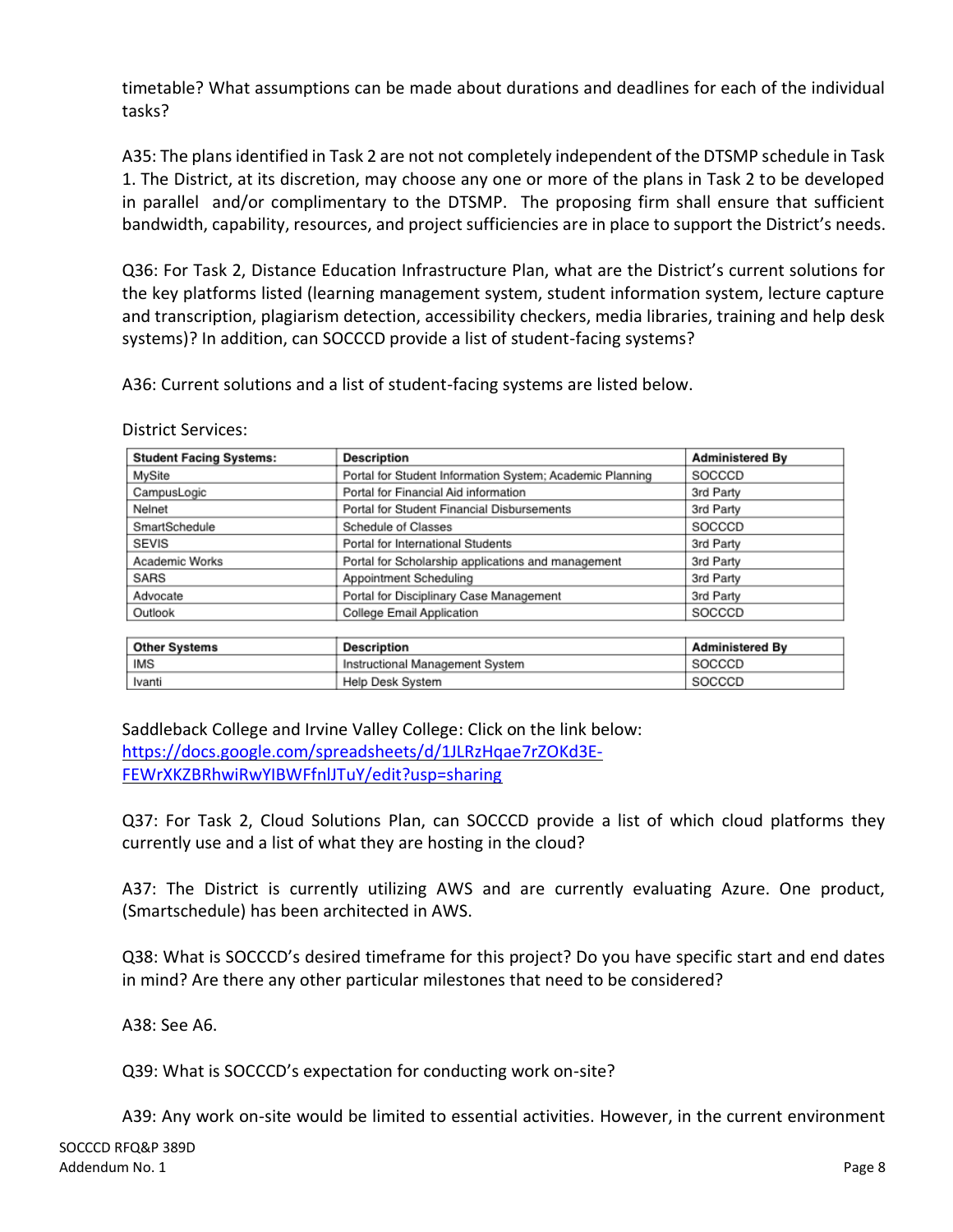timetable? What assumptions can be made about durations and deadlines for each of the individual tasks?

A35: The plans identified in Task 2 are not not completely independent of the DTSMP schedule in Task 1. The District, at its discretion, may choose any one or more of the plans in Task 2 to be developed in parallel and/or complimentary to the DTSMP. The proposing firm shall ensure that sufficient bandwidth, capability, resources, and project sufficiencies are in place to support the District's needs.

Q36: For Task 2, Distance Education Infrastructure Plan, what are the District's current solutions for the key platforms listed (learning management system, student information system, lecture capture and transcription, plagiarism detection, accessibility checkers, media libraries, training and help desk systems)? In addition, can SOCCCD provide a list of student-facing systems?

A36: Current solutions and a list of student-facing systems are listed below.

District Services:

| Student Facing Systems: | Description | Administered By |
|---|---|---|
| MySite | Portal for Student Information System; Academic Planning | SOCCCD |
| CampusLogic | Portal for Financial Aid information | 3rd Party |
| Nelnet | Portal for Student Financial Disbursements | 3rd Party |
| SmartSchedule | Schedule of Classes | SOCCCD |
| SEVIS | Portal for International Students | 3rd Party |
| Academic Works | Portal for Scholarship applications and management | 3rd Party |
| SARS | Appointment Scheduling | 3rd Party |
| Advocate | Portal for Disciplinary Case Management | 3rd Party |
| Outlook | College Email Application | SOCCCD |

| Other Systems | Description | Administered By |
|---|---|---|
| IMS | Instructional Management System | SOCCCD |
| Ivanti | Help Desk System | SOCCCD |

Saddleback College and Irvine Valley College: Click on the link below:
https://docs.google.com/spreadsheets/d/1JLRzHqae7rZOKd3E-FEWrXKZBRhwiRwYIBWFfnlJTuY/edit?usp=sharing

Q37: For Task 2, Cloud Solutions Plan, can SOCCCD provide a list of which cloud platforms they currently use and a list of what they are hosting in the cloud?

A37: The District is currently utilizing AWS and are currently evaluating Azure. One product, (Smartschedule) has been architected in AWS.

Q38: What is SOCCCD's desired timeframe for this project? Do you have specific start and end dates in mind? Are there any other particular milestones that need to be considered?

A38: See A6.

Q39: What is SOCCCD's expectation for conducting work on-site?

A39: Any work on-site would be limited to essential activities. However, in the current environment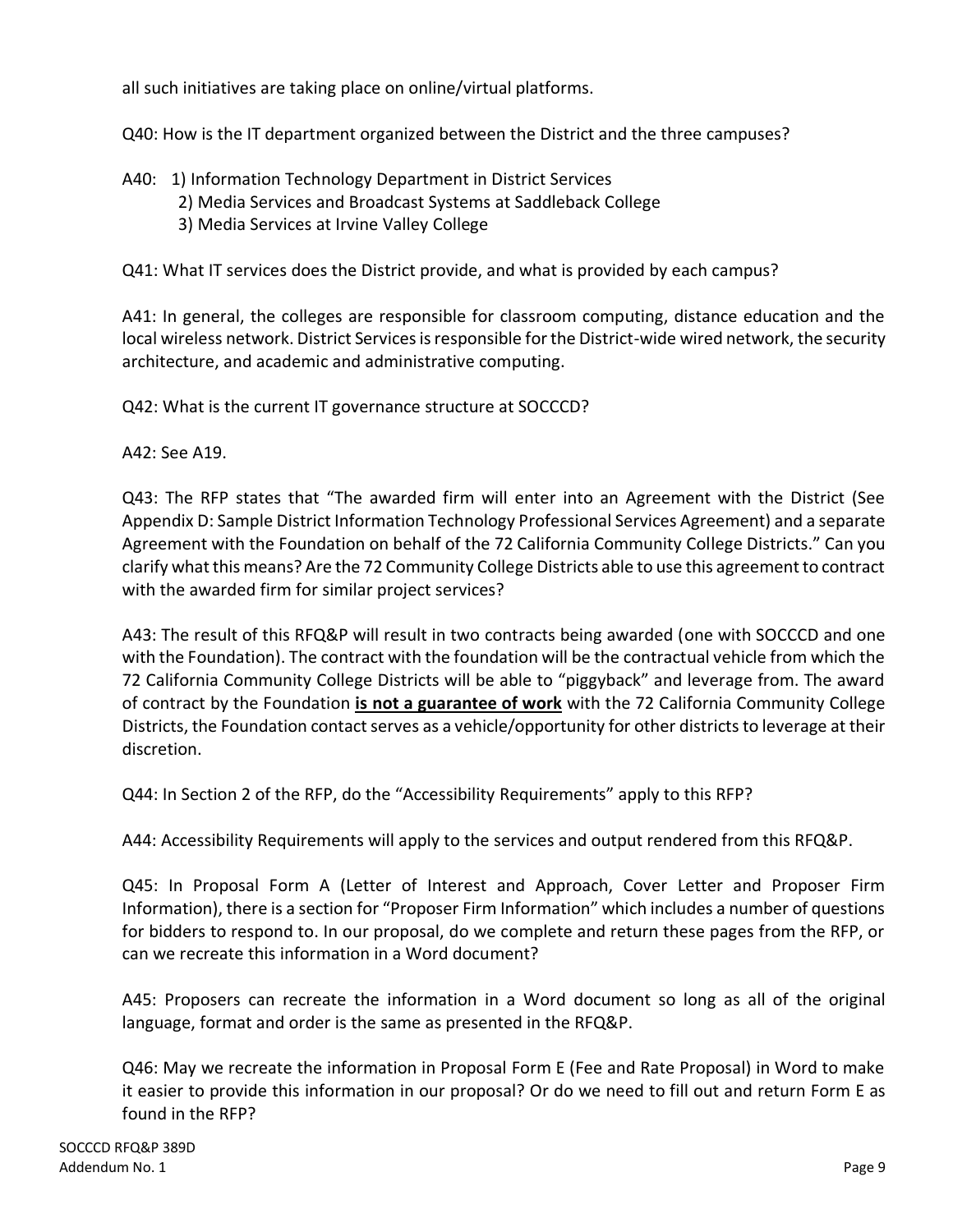all such initiatives are taking place on online/virtual platforms.

Q40: How is the IT department organized between the District and the three campuses?

A40: 1) Information Technology Department in District Services
2) Media Services and Broadcast Systems at Saddleback College
3) Media Services at Irvine Valley College

Q41: What IT services does the District provide, and what is provided by each campus?

A41: In general, the colleges are responsible for classroom computing, distance education and the local wireless network. District Services is responsible for the District-wide wired network, the security architecture, and academic and administrative computing.

Q42: What is the current IT governance structure at SOCCCD?

A42: See A19.

Q43: The RFP states that "The awarded firm will enter into an Agreement with the District (See Appendix D: Sample District Information Technology Professional Services Agreement) and a separate Agreement with the Foundation on behalf of the 72 California Community College Districts." Can you clarify what this means? Are the 72 Community College Districts able to use this agreement to contract with the awarded firm for similar project services?

A43: The result of this RFQ&P will result in two contracts being awarded (one with SOCCCD and one with the Foundation). The contract with the foundation will be the contractual vehicle from which the 72 California Community College Districts will be able to "piggyback" and leverage from. The award of contract by the Foundation **is not a guarantee of work** with the 72 California Community College Districts, the Foundation contact serves as a vehicle/opportunity for other districts to leverage at their discretion.

Q44: In Section 2 of the RFP, do the "Accessibility Requirements" apply to this RFP?

A44: Accessibility Requirements will apply to the services and output rendered from this RFQ&P.

Q45: In Proposal Form A (Letter of Interest and Approach, Cover Letter and Proposer Firm Information), there is a section for "Proposer Firm Information" which includes a number of questions for bidders to respond to. In our proposal, do we complete and return these pages from the RFP, or can we recreate this information in a Word document?

A45: Proposers can recreate the information in a Word document so long as all of the original language, format and order is the same as presented in the RFQ&P.

Q46: May we recreate the information in Proposal Form E (Fee and Rate Proposal) in Word to make it easier to provide this information in our proposal? Or do we need to fill out and return Form E as found in the RFP?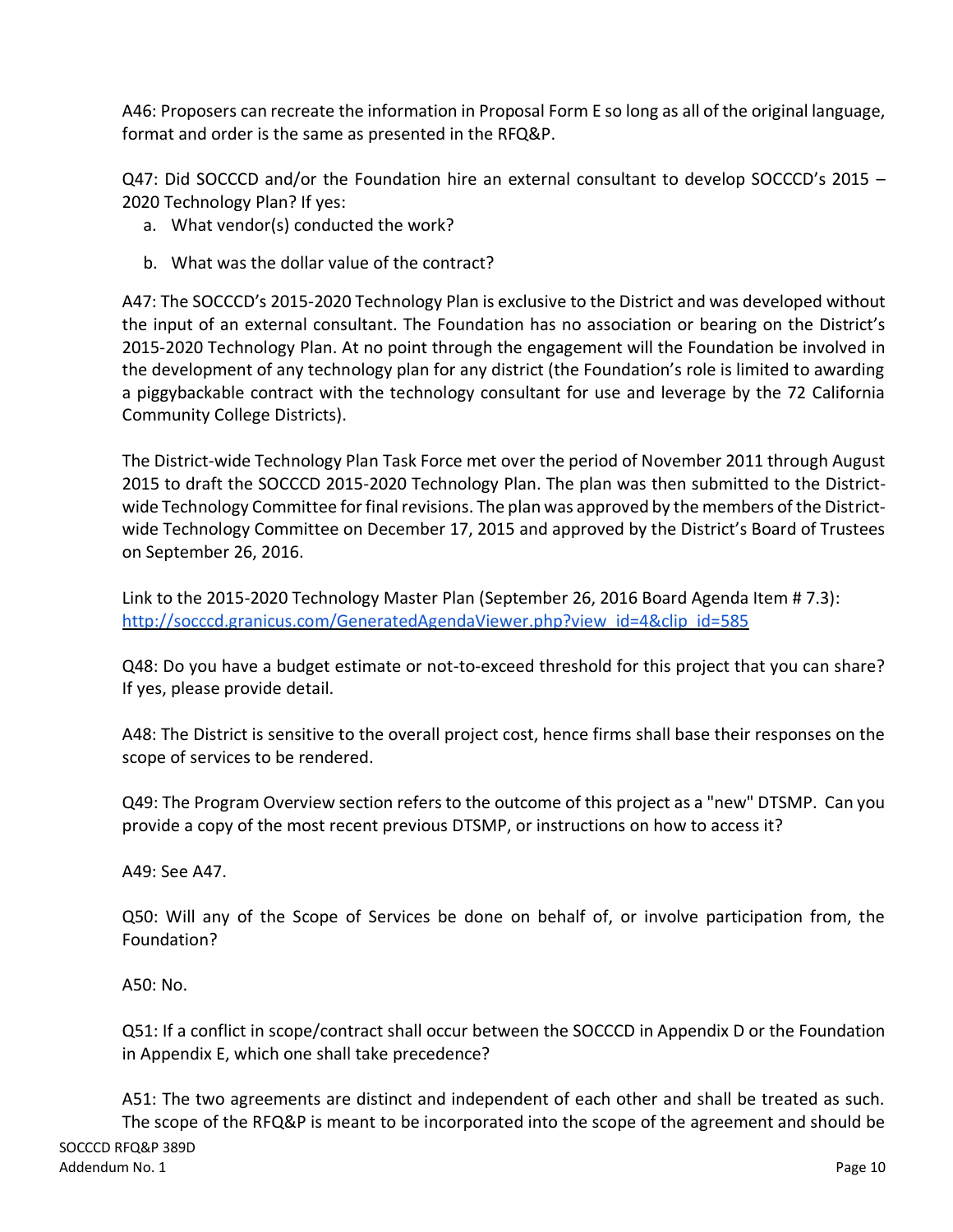A46: Proposers can recreate the information in Proposal Form E so long as all of the original language, format and order is the same as presented in the RFQ&P.

Q47: Did SOCCCD and/or the Foundation hire an external consultant to develop SOCCCD's 2015 – 2020 Technology Plan? If yes:

a. What vendor(s) conducted the work?

b. What was the dollar value of the contract?

A47: The SOCCCD's 2015-2020 Technology Plan is exclusive to the District and was developed without the input of an external consultant. The Foundation has no association or bearing on the District's 2015-2020 Technology Plan. At no point through the engagement will the Foundation be involved in the development of any technology plan for any district (the Foundation's role is limited to awarding a piggybackable contract with the technology consultant for use and leverage by the 72 California Community College Districts).

The District-wide Technology Plan Task Force met over the period of November 2011 through August 2015 to draft the SOCCCD 2015-2020 Technology Plan. The plan was then submitted to the District-wide Technology Committee for final revisions. The plan was approved by the members of the District-wide Technology Committee on December 17, 2015 and approved by the District's Board of Trustees on September 26, 2016.

Link to the 2015-2020 Technology Master Plan (September 26, 2016 Board Agenda Item # 7.3): [http://socccd.granicus.com/GeneratedAgendaViewer.php?view_id=4&clip_id=585](http://socccd.granicus.com/GeneratedAgendaViewer.php?view_id=4&clip_id=585)

Q48: Do you have a budget estimate or not-to-exceed threshold for this project that you can share? If yes, please provide detail.

A48: The District is sensitive to the overall project cost, hence firms shall base their responses on the scope of services to be rendered.

Q49: The Program Overview section refers to the outcome of this project as a "new" DTSMP. Can you provide a copy of the most recent previous DTSMP, or instructions on how to access it?

A49: See A47.

Q50: Will any of the Scope of Services be done on behalf of, or involve participation from, the Foundation?

A50: No.

Q51: If a conflict in scope/contract shall occur between the SOCCCD in Appendix D or the Foundation in Appendix E, which one shall take precedence?

A51: The two agreements are distinct and independent of each other and shall be treated as such. The scope of the RFQ&P is meant to be incorporated into the scope of the agreement and should be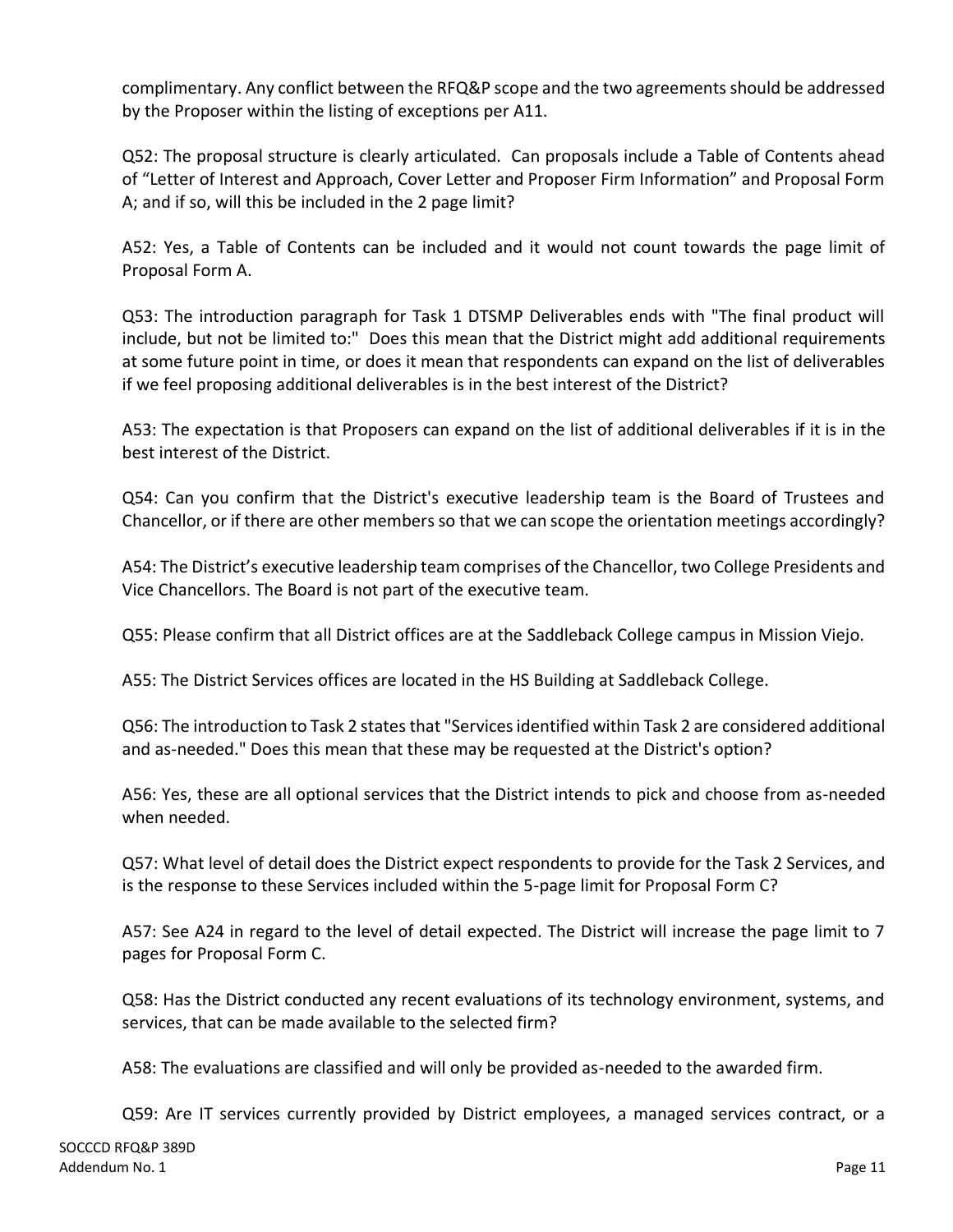complimentary. Any conflict between the RFQ&P scope and the two agreements should be addressed by the Proposer within the listing of exceptions per A11.

Q52: The proposal structure is clearly articulated. Can proposals include a Table of Contents ahead of "Letter of Interest and Approach, Cover Letter and Proposer Firm Information" and Proposal Form A; and if so, will this be included in the 2 page limit?

A52: Yes, a Table of Contents can be included and it would not count towards the page limit of Proposal Form A.

Q53: The introduction paragraph for Task 1 DTSMP Deliverables ends with "The final product will include, but not be limited to:" Does this mean that the District might add additional requirements at some future point in time, or does it mean that respondents can expand on the list of deliverables if we feel proposing additional deliverables is in the best interest of the District?

A53: The expectation is that Proposers can expand on the list of additional deliverables if it is in the best interest of the District.

Q54: Can you confirm that the District's executive leadership team is the Board of Trustees and Chancellor, or if there are other members so that we can scope the orientation meetings accordingly?

A54: The District's executive leadership team comprises of the Chancellor, two College Presidents and Vice Chancellors. The Board is not part of the executive team.

Q55: Please confirm that all District offices are at the Saddleback College campus in Mission Viejo.

A55: The District Services offices are located in the HS Building at Saddleback College.

Q56: The introduction to Task 2 states that "Services identified within Task 2 are considered additional and as-needed." Does this mean that these may be requested at the District's option?

A56: Yes, these are all optional services that the District intends to pick and choose from as-needed when needed.

Q57: What level of detail does the District expect respondents to provide for the Task 2 Services, and is the response to these Services included within the 5-page limit for Proposal Form C?

A57: See A24 in regard to the level of detail expected. The District will increase the page limit to 7 pages for Proposal Form C.

Q58: Has the District conducted any recent evaluations of its technology environment, systems, and services, that can be made available to the selected firm?

A58: The evaluations are classified and will only be provided as-needed to the awarded firm.

Q59: Are IT services currently provided by District employees, a managed services contract, or a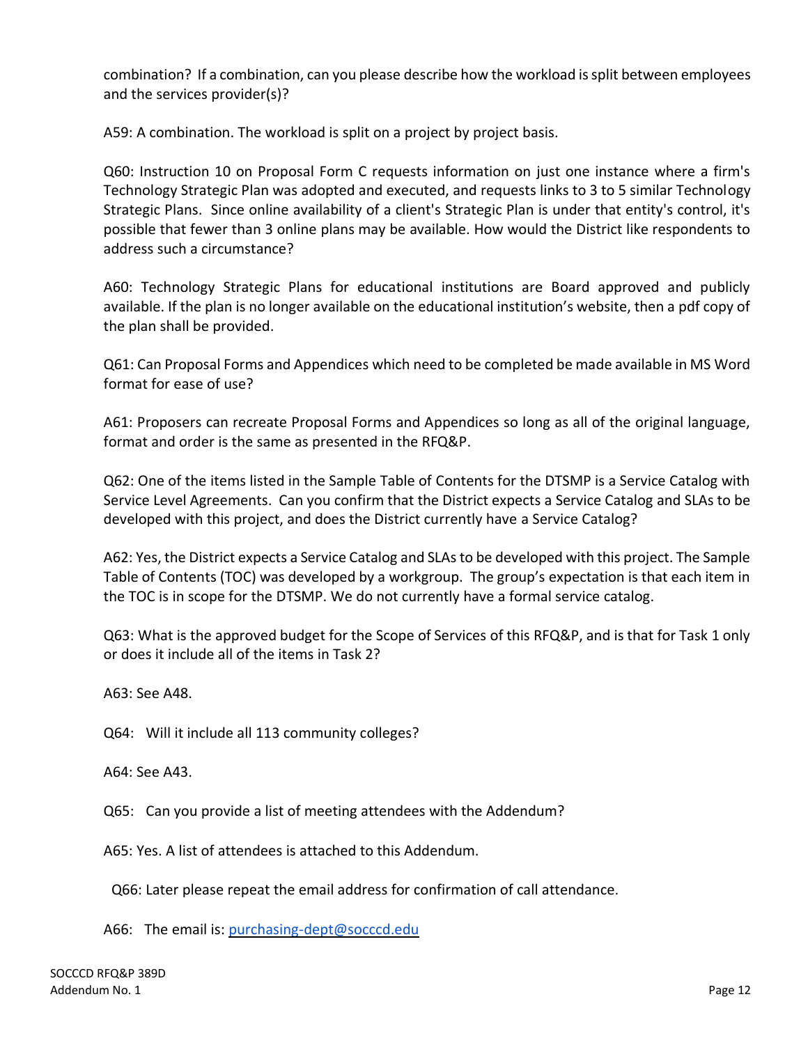combination? If a combination, can you please describe how the workload is split between employees and the services provider(s)?

A59: A combination. The workload is split on a project by project basis.

Q60: Instruction 10 on Proposal Form C requests information on just one instance where a firm's Technology Strategic Plan was adopted and executed, and requests links to 3 to 5 similar Technology Strategic Plans. Since online availability of a client's Strategic Plan is under that entity's control, it's possible that fewer than 3 online plans may be available. How would the District like respondents to address such a circumstance?

A60: Technology Strategic Plans for educational institutions are Board approved and publicly available. If the plan is no longer available on the educational institution's website, then a pdf copy of the plan shall be provided.

Q61: Can Proposal Forms and Appendices which need to be completed be made available in MS Word format for ease of use?

A61: Proposers can recreate Proposal Forms and Appendices so long as all of the original language, format and order is the same as presented in the RFQ&P.

Q62: One of the items listed in the Sample Table of Contents for the DTSMP is a Service Catalog with Service Level Agreements. Can you confirm that the District expects a Service Catalog and SLAs to be developed with this project, and does the District currently have a Service Catalog?

A62: Yes, the District expects a Service Catalog and SLAs to be developed with this project. The Sample Table of Contents (TOC) was developed by a workgroup. The group's expectation is that each item in the TOC is in scope for the DTSMP. We do not currently have a formal service catalog.

Q63: What is the approved budget for the Scope of Services of this RFQ&P, and is that for Task 1 only or does it include all of the items in Task 2?

A63: See A48.

Q64: Will it include all 113 community colleges?

A64: See A43.

Q65: Can you provide a list of meeting attendees with the Addendum?

A65: Yes. A list of attendees is attached to this Addendum.

Q66: Later please repeat the email address for confirmation of call attendance.

A66: The email is: purchasing-dept@socccd.edu

SOCCCD RFQ&P 389D
Addendum No. 1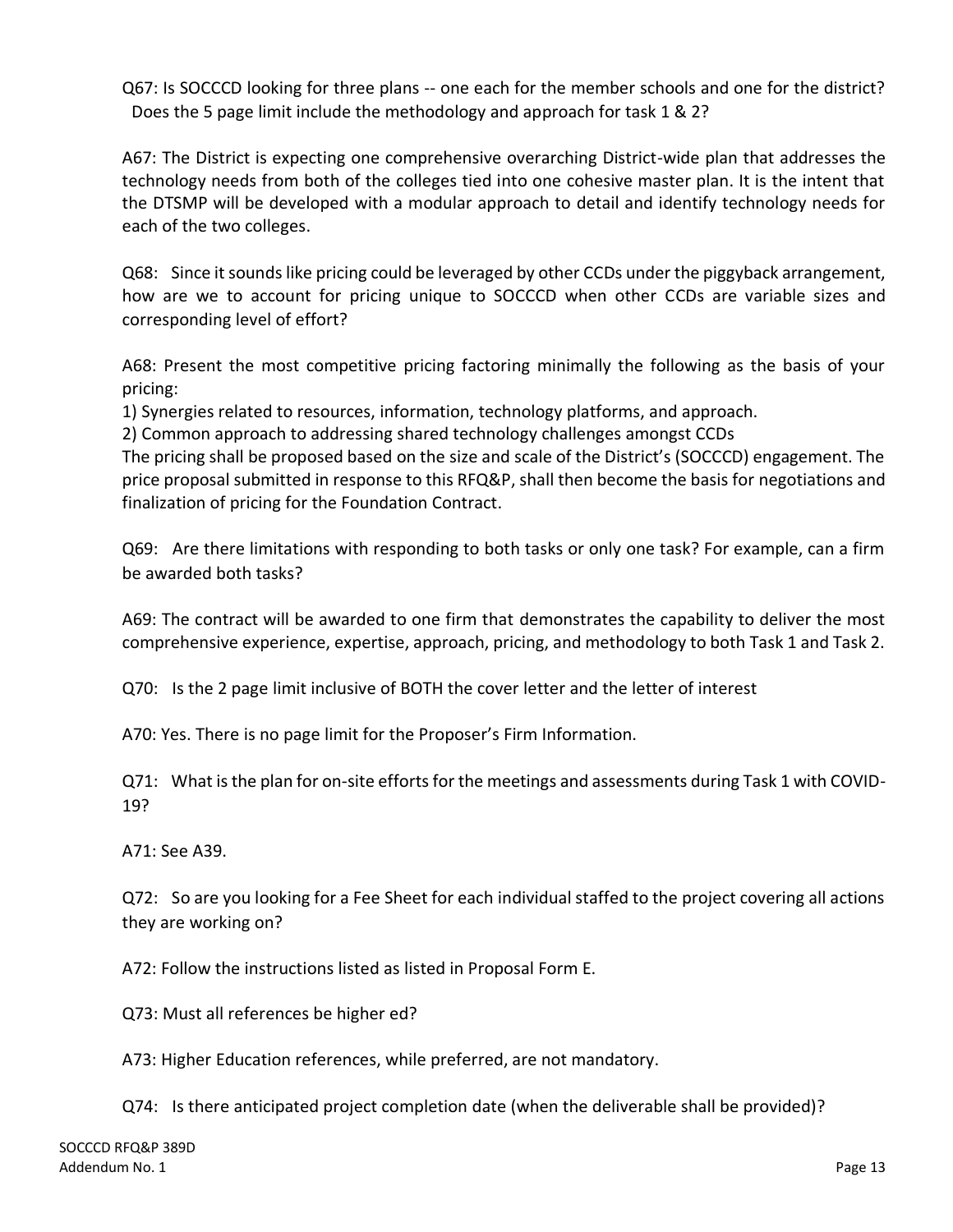Q67: Is SOCCCD looking for three plans -- one each for the member schools and one for the district? Does the 5 page limit include the methodology and approach for task 1 & 2?

A67: The District is expecting one comprehensive overarching District-wide plan that addresses the technology needs from both of the colleges tied into one cohesive master plan. It is the intent that the DTSMP will be developed with a modular approach to detail and identify technology needs for each of the two colleges.

Q68: Since it sounds like pricing could be leveraged by other CCDs under the piggyback arrangement, how are we to account for pricing unique to SOCCCD when other CCDs are variable sizes and corresponding level of effort?

A68: Present the most competitive pricing factoring minimally the following as the basis of your pricing:
1) Synergies related to resources, information, technology platforms, and approach.
2) Common approach to addressing shared technology challenges amongst CCDs
The pricing shall be proposed based on the size and scale of the District's (SOCCCD) engagement. The price proposal submitted in response to this RFQ&P, shall then become the basis for negotiations and finalization of pricing for the Foundation Contract.

Q69: Are there limitations with responding to both tasks or only one task? For example, can a firm be awarded both tasks?

A69: The contract will be awarded to one firm that demonstrates the capability to deliver the most comprehensive experience, expertise, approach, pricing, and methodology to both Task 1 and Task 2.

Q70: Is the 2 page limit inclusive of BOTH the cover letter and the letter of interest

A70: Yes. There is no page limit for the Proposer's Firm Information.

Q71: What is the plan for on-site efforts for the meetings and assessments during Task 1 with COVID-19?

A71: See A39.

Q72: So are you looking for a Fee Sheet for each individual staffed to the project covering all actions they are working on?

A72: Follow the instructions listed as listed in Proposal Form E.

Q73: Must all references be higher ed?

A73: Higher Education references, while preferred, are not mandatory.

Q74: Is there anticipated project completion date (when the deliverable shall be provided)?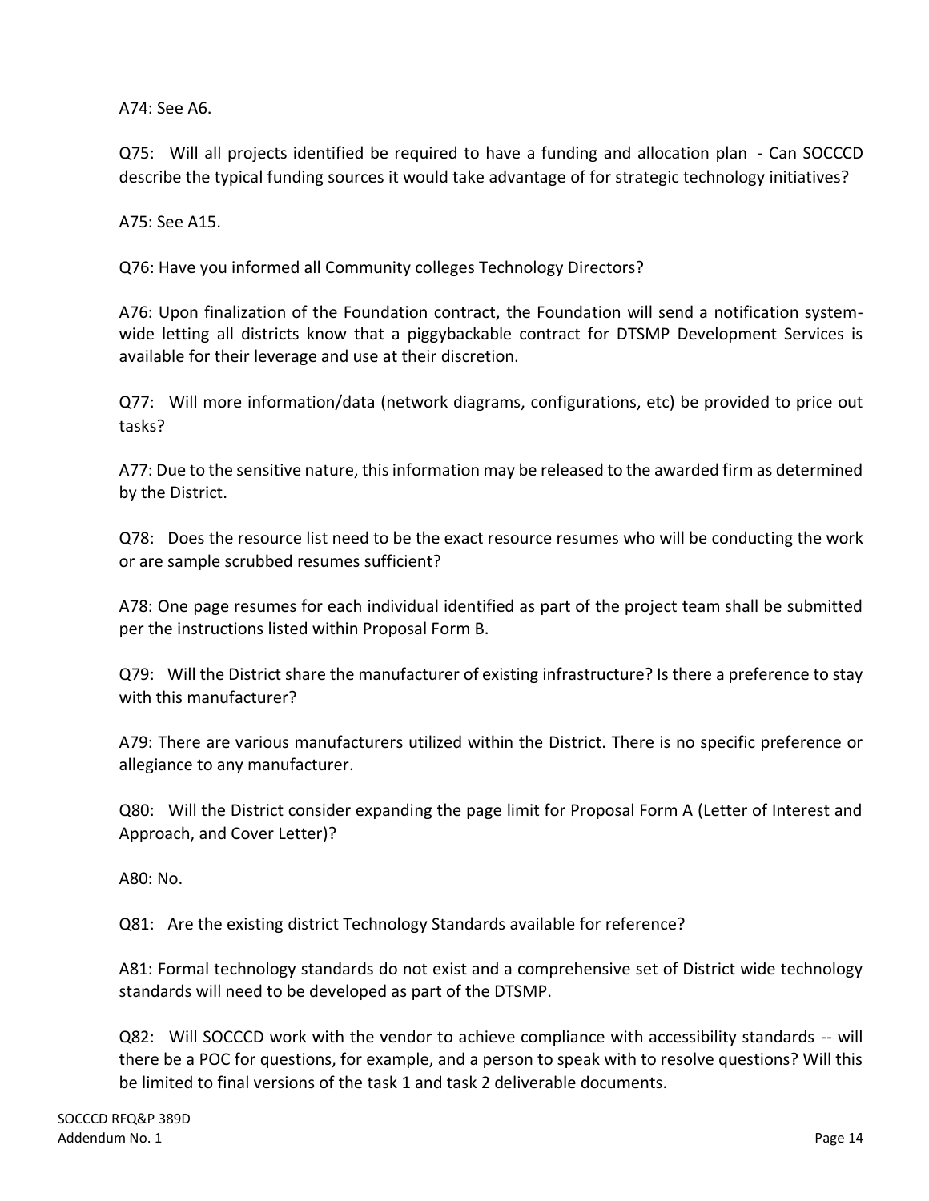A74: See A6.

Q75: Will all projects identified be required to have a funding and allocation plan - Can SOCCCD describe the typical funding sources it would take advantage of for strategic technology initiatives?

A75: See A15.

Q76: Have you informed all Community colleges Technology Directors?

A76: Upon finalization of the Foundation contract, the Foundation will send a notification system-wide letting all districts know that a piggybackable contract for DTSMP Development Services is available for their leverage and use at their discretion.

Q77: Will more information/data (network diagrams, configurations, etc) be provided to price out tasks?

A77: Due to the sensitive nature, this information may be released to the awarded firm as determined by the District.

Q78: Does the resource list need to be the exact resource resumes who will be conducting the work or are sample scrubbed resumes sufficient?

A78: One page resumes for each individual identified as part of the project team shall be submitted per the instructions listed within Proposal Form B.

Q79: Will the District share the manufacturer of existing infrastructure? Is there a preference to stay with this manufacturer?

A79: There are various manufacturers utilized within the District. There is no specific preference or allegiance to any manufacturer.

Q80: Will the District consider expanding the page limit for Proposal Form A (Letter of Interest and Approach, and Cover Letter)?

A80: No.

Q81: Are the existing district Technology Standards available for reference?

A81: Formal technology standards do not exist and a comprehensive set of District wide technology standards will need to be developed as part of the DTSMP.

Q82: Will SOCCCD work with the vendor to achieve compliance with accessibility standards -- will there be a POC for questions, for example, and a person to speak with to resolve questions? Will this be limited to final versions of the task 1 and task 2 deliverable documents.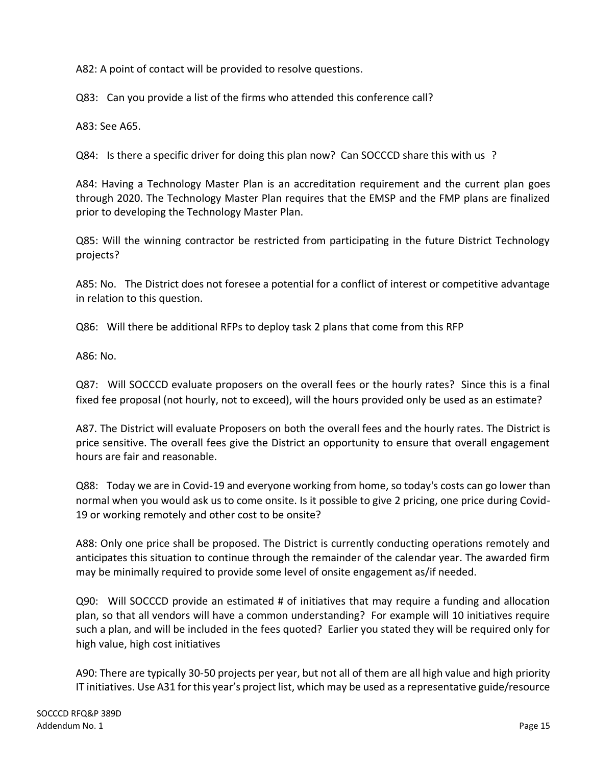A82: A point of contact will be provided to resolve questions.

Q83: Can you provide a list of the firms who attended this conference call?

A83: See A65.

Q84: Is there a specific driver for doing this plan now? Can SOCCCD share this with us ?

A84: Having a Technology Master Plan is an accreditation requirement and the current plan goes through 2020. The Technology Master Plan requires that the EMSP and the FMP plans are finalized prior to developing the Technology Master Plan.

Q85: Will the winning contractor be restricted from participating in the future District Technology projects?

A85: No. The District does not foresee a potential for a conflict of interest or competitive advantage in relation to this question.

Q86: Will there be additional RFPs to deploy task 2 plans that come from this RFP

A86: No.

Q87: Will SOCCCD evaluate proposers on the overall fees or the hourly rates? Since this is a final fixed fee proposal (not hourly, not to exceed), will the hours provided only be used as an estimate?

A87. The District will evaluate Proposers on both the overall fees and the hourly rates. The District is price sensitive. The overall fees give the District an opportunity to ensure that overall engagement hours are fair and reasonable.

Q88: Today we are in Covid-19 and everyone working from home, so today's costs can go lower than normal when you would ask us to come onsite. Is it possible to give 2 pricing, one price during Covid-19 or working remotely and other cost to be onsite?

A88: Only one price shall be proposed. The District is currently conducting operations remotely and anticipates this situation to continue through the remainder of the calendar year. The awarded firm may be minimally required to provide some level of onsite engagement as/if needed.

Q90: Will SOCCCD provide an estimated # of initiatives that may require a funding and allocation plan, so that all vendors will have a common understanding? For example will 10 initiatives require such a plan, and will be included in the fees quoted? Earlier you stated they will be required only for high value, high cost initiatives

A90: There are typically 30-50 projects per year, but not all of them are all high value and high priority IT initiatives. Use A31 for this year's project list, which may be used as a representative guide/resource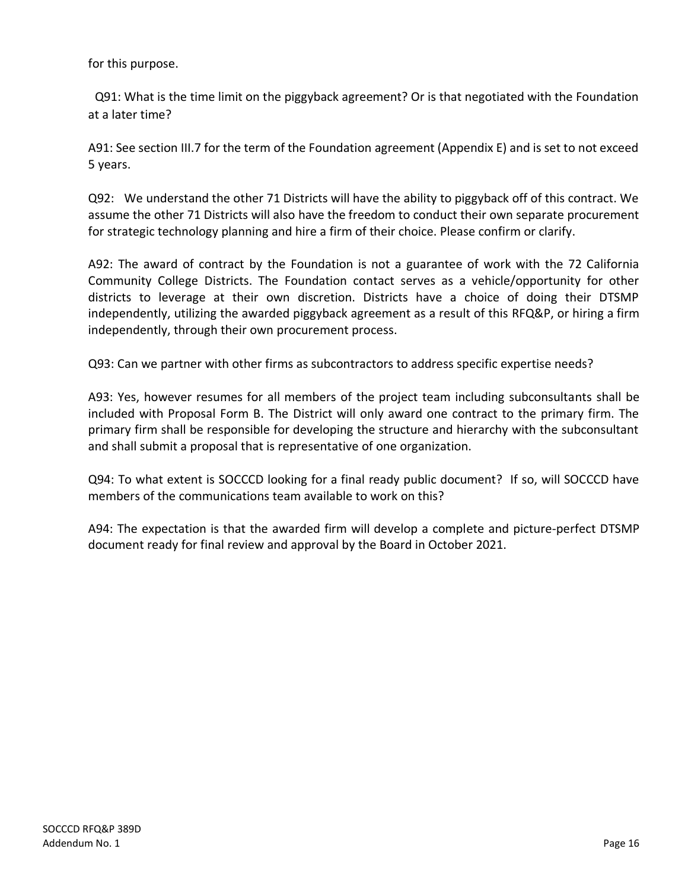for this purpose.

Q91: What is the time limit on the piggyback agreement? Or is that negotiated with the Foundation at a later time?

A91: See section III.7 for the term of the Foundation agreement (Appendix E) and is set to not exceed 5 years.

Q92: We understand the other 71 Districts will have the ability to piggyback off of this contract. We assume the other 71 Districts will also have the freedom to conduct their own separate procurement for strategic technology planning and hire a firm of their choice. Please confirm or clarify.

A92: The award of contract by the Foundation is not a guarantee of work with the 72 California Community College Districts. The Foundation contact serves as a vehicle/opportunity for other districts to leverage at their own discretion. Districts have a choice of doing their DTSMP independently, utilizing the awarded piggyback agreement as a result of this RFQ&P, or hiring a firm independently, through their own procurement process.

Q93: Can we partner with other firms as subcontractors to address specific expertise needs?

A93: Yes, however resumes for all members of the project team including subconsultants shall be included with Proposal Form B. The District will only award one contract to the primary firm. The primary firm shall be responsible for developing the structure and hierarchy with the subconsultant and shall submit a proposal that is representative of one organization.

Q94: To what extent is SOCCCD looking for a final ready public document? If so, will SOCCCD have members of the communications team available to work on this?

A94: The expectation is that the awarded firm will develop a complete and picture-perfect DTSMP document ready for final review and approval by the Board in October 2021.